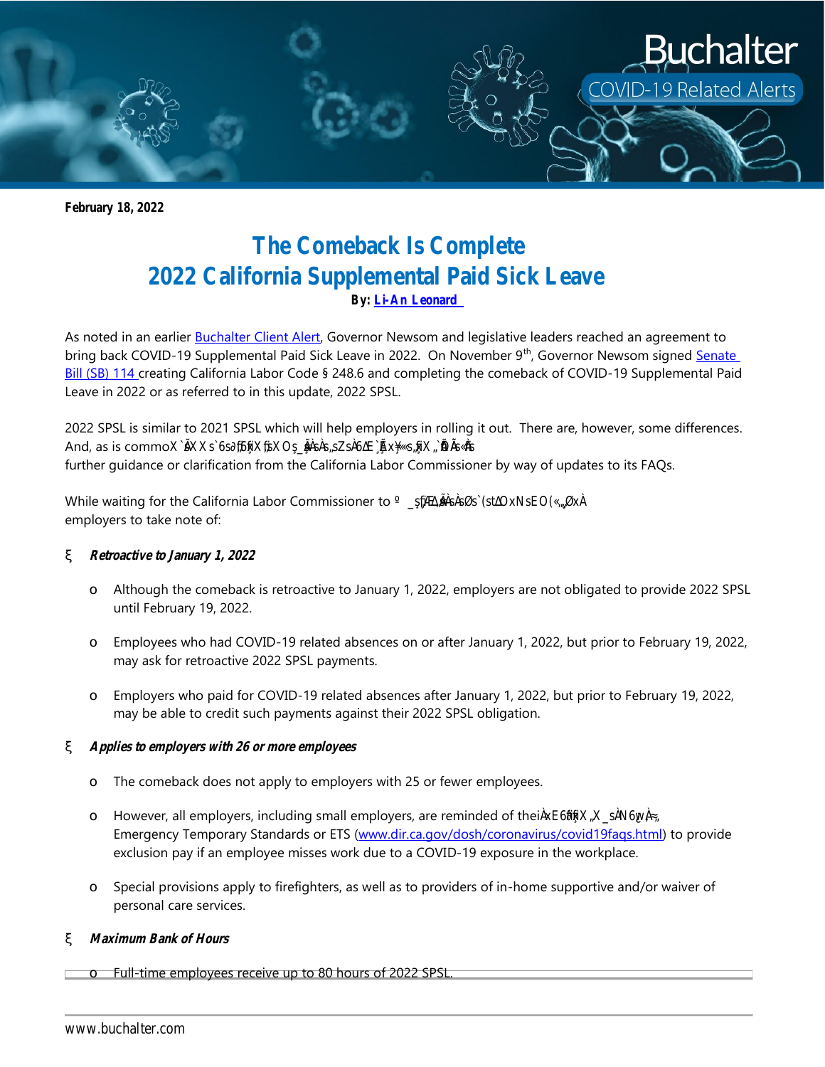**February 18, 2022**

# The Comeback Is Complete
# 2022 California Supplemental Paid Sick Leave

**By: [Li-An Leonard](#)**

As noted in an earlier [Buchalter Client Alert](#), Governor Newsom and legislative leaders reached an agreement to bring back COVID-19 Supplemental Paid Sick Leave in 2022. On November 9th, Governor Newsom signed [Senate Bill (SB) 114](#) creating California Labor Code § 248.6 and completing the comeback of COVID-19 Supplemental Paid Leave in 2022 or as referred to in this update, 2022 SPSL.

2022 SPSL is similar to 2021 SPSL which will help employers in rolling it out. There are, however, some differences. And, as is commoX`ÂX X s`6s∂ƒƒ6ƒĭX ƒ̧X Os̨_ÂÀsÀs„sZsÀ6ΔE`Ã x¥«s„ƒĭX „`ÐÂs«Âs further guidance or clarification from the California Labor Commissioner by way of updates to its FAQs.

While waiting for the California Labor Commissioner to º _s̨ƒ̧ƒΔ,ÂÀsÀsØs`(stΔOxNsEO(«„„ØxÀ employers to take note of:

- ***Retroactive to January 1, 2022***
  - Although the comeback is retroactive to January 1, 2022, employers are not obligated to provide 2022 SPSL until February 19, 2022.
  - Employees who had COVID-19 related absences on or after January 1, 2022, but prior to February 19, 2022, may ask for retroactive 2022 SPSL payments.
  - Employers who paid for COVID-19 related absences after January 1, 2022, but prior to February 19, 2022, may be able to credit such payments against their 2022 SPSL obligation.
- ***Applies to employers with 26 or more employees***
  - The comeback does not apply to employers with 25 or fewer employees.
  - However, all employers, including small employers, are reminded of theiÀxE6ƒĭX „X _sÀN6ẉÀ≈, Emergency Temporary Standards or ETS ([www.dir.ca.gov/dosh/coronavirus/covid19faqs.html](http://www.dir.ca.gov/dosh/coronavirus/covid19faqs.html)) to provide exclusion pay if an employee misses work due to a COVID-19 exposure in the workplace.
  - Special provisions apply to firefighters, as well as to providers of in-home supportive and/or waiver of personal care services.
- ***Maximum Bank of Hours***
  - Full-time employees receive up to 80 hours of 2022 SPSL.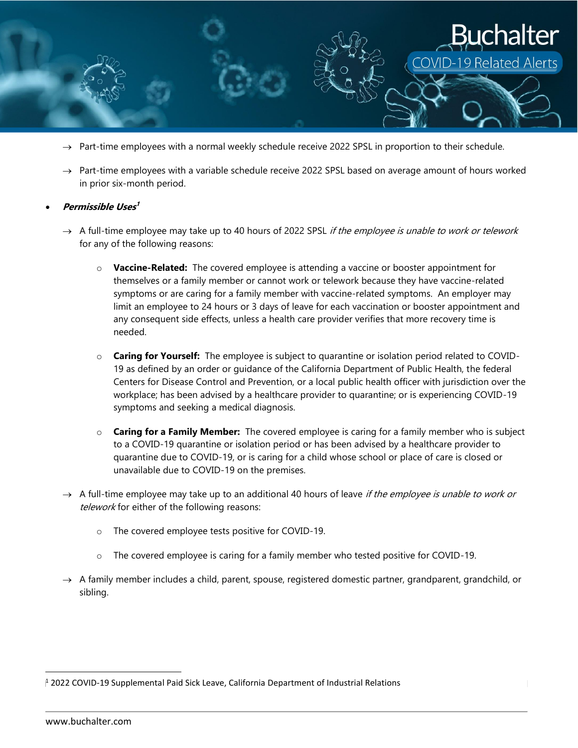- → Part-time employees with a normal weekly schedule receive 2022 SPSL in proportion to their schedule.
- → Part-time employees with a variable schedule receive 2022 SPSL based on average amount of hours worked in prior six-month period.

- ***Permissible Uses***[1]

  - → A full-time employee may take up to 40 hours of 2022 SPSL *if the employee is unable to work or telework* for any of the following reasons:

    - **Vaccine-Related:** The covered employee is attending a vaccine or booster appointment for themselves or a family member or cannot work or telework because they have vaccine-related symptoms or are caring for a family member with vaccine-related symptoms. An employer may limit an employee to 24 hours or 3 days of leave for each vaccination or booster appointment and any consequent side effects, unless a health care provider verifies that more recovery time is needed.

    - **Caring for Yourself:** The employee is subject to quarantine or isolation period related to COVID-19 as defined by an order or guidance of the California Department of Public Health, the federal Centers for Disease Control and Prevention, or a local public health officer with jurisdiction over the workplace; has been advised by a healthcare provider to quarantine; or is experiencing COVID-19 symptoms and seeking a medical diagnosis.

    - **Caring for a Family Member:** The covered employee is caring for a family member who is subject to a COVID-19 quarantine or isolation period or has been advised by a healthcare provider to quarantine due to COVID-19, or is caring for a child whose school or place of care is closed or unavailable due to COVID-19 on the premises.

  - → A full-time employee may take up to an additional 40 hours of leave *if the employee is unable to work or telework* for either of the following reasons:

    - The covered employee tests positive for COVID-19.

    - The covered employee is caring for a family member who tested positive for COVID-19.

  - → A family member includes a child, parent, spouse, registered domestic partner, grandparent, grandchild, or sibling.

---

[1] 2022 COVID-19 Supplemental Paid Sick Leave, California Department of Industrial Relations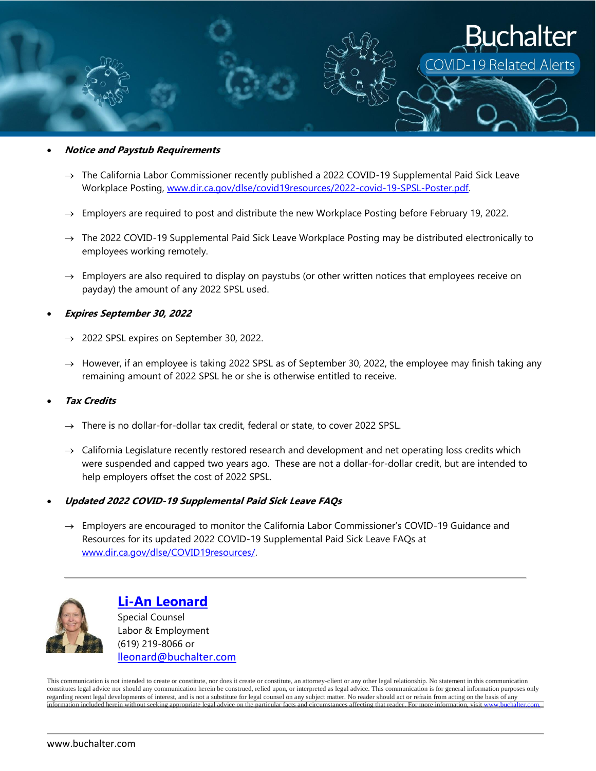- ***Notice and Paystub Requirements***
  - → The California Labor Commissioner recently published a 2022 COVID-19 Supplemental Paid Sick Leave Workplace Posting, [www.dir.ca.gov/dlse/covid19resources/2022-covid-19-SPSL-Poster.pdf](www.dir.ca.gov/dlse/covid19resources/2022-covid-19-SPSL-Poster.pdf).
  - → Employers are required to post and distribute the new Workplace Posting before February 19, 2022.
  - → The 2022 COVID-19 Supplemental Paid Sick Leave Workplace Posting may be distributed electronically to employees working remotely.
  - → Employers are also required to display on paystubs (or other written notices that employees receive on payday) the amount of any 2022 SPSL used.

- ***Expires September 30, 2022***
  - → 2022 SPSL expires on September 30, 2022.
  - → However, if an employee is taking 2022 SPSL as of September 30, 2022, the employee may finish taking any remaining amount of 2022 SPSL he or she is otherwise entitled to receive.

- ***Tax Credits***
  - → There is no dollar-for-dollar tax credit, federal or state, to cover 2022 SPSL.
  - → California Legislature recently restored research and development and net operating loss credits which were suspended and capped two years ago. These are not a dollar-for-dollar credit, but are intended to help employers offset the cost of 2022 SPSL.

- ***Updated 2022 COVID-19 Supplemental Paid Sick Leave FAQs***
  - → Employers are encouraged to monitor the California Labor Commissioner's COVID-19 Guidance and Resources for its updated 2022 COVID-19 Supplemental Paid Sick Leave FAQs at [www.dir.ca.gov/dlse/COVID19resources/](www.dir.ca.gov/dlse/COVID19resources/).

---

**Li-An Leonard**
Special Counsel
Labor & Employment
(619) 219-8066 or
lleonard@buchalter.com

This communication is not intended to create or constitute, nor does it create or constitute, an attorney-client or any other legal relationship. No statement in this communication constitutes legal advice nor should any communication herein be construed, relied upon, or interpreted as legal advice. This communication is for general information purposes only regarding recent legal developments of interest, and is not a substitute for legal counsel on any subject matter. No reader should act or refrain from acting on the basis of any information included herein without seeking appropriate legal advice on the particular facts and circumstances affecting that reader. For more information, visit www.buchalter.com.